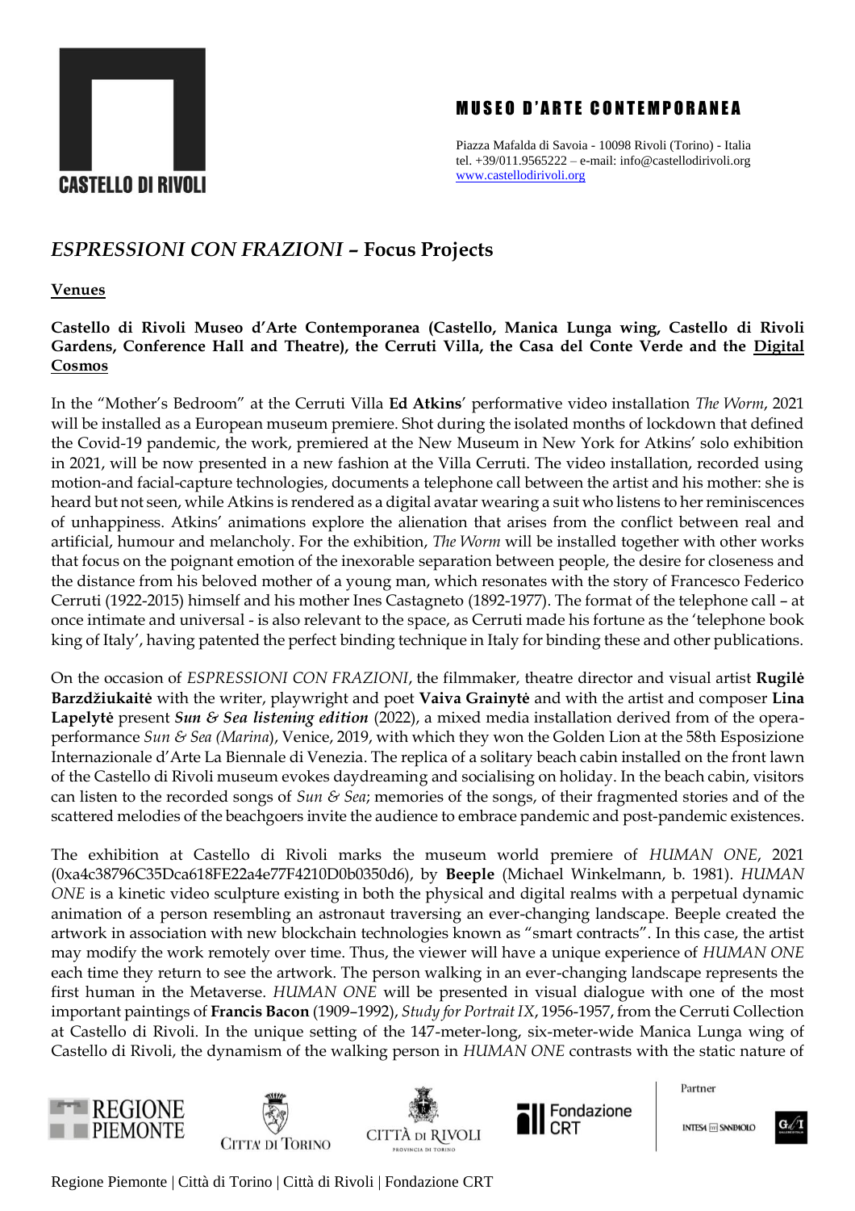# *ESPRESSIONI CON FRAZIONI* – Focus Projects

## Venues

**Castello di Rivoli Museo d'Arte Contemporanea (Castello, Manica Lunga wing, Castello di Rivoli Gardens, Conference Hall and Theatre), the Cerruti Villa, the Casa del Conte Verde and the Digital Cosmos**

In the "Mother's Bedroom" at the Cerruti Villa **Ed Atkins**' performative video installation *The Worm*, 2021 will be installed as a European museum premiere. Shot during the isolated months of lockdown that defined the Covid-19 pandemic, the work, premiered at the New Museum in New York for Atkins' solo exhibition in 2021, will be now presented in a new fashion at the Villa Cerruti. The video installation, recorded using motion-and facial-capture technologies, documents a telephone call between the artist and his mother: she is heard but not seen, while Atkins is rendered as a digital avatar wearing a suit who listens to her reminiscences of unhappiness. Atkins' animations explore the alienation that arises from the conflict between real and artificial, humour and melancholy. For the exhibition, *The Worm* will be installed together with other works that focus on the poignant emotion of the inexorable separation between people, the desire for closeness and the distance from his beloved mother of a young man, which resonates with the story of Francesco Federico Cerruti (1922-2015) himself and his mother Ines Castagneto (1892-1977). The format of the telephone call – at once intimate and universal - is also relevant to the space, as Cerruti made his fortune as the 'telephone book king of Italy', having patented the perfect binding technique in Italy for binding these and other publications.

On the occasion of *ESPRESSIONI CON FRAZIONI*, the filmmaker, theatre director and visual artist **Rugilė Barzdžiukaitė** with the writer, playwright and poet **Vaiva Grainytė** and with the artist and composer **Lina Lapelytė** present ***Sun & Sea listening edition*** (2022), a mixed media installation derived from of the opera-performance *Sun & Sea (Marina)*, Venice, 2019, with which they won the Golden Lion at the 58th Esposizione Internazionale d'Arte La Biennale di Venezia. The replica of a solitary beach cabin installed on the front lawn of the Castello di Rivoli museum evokes daydreaming and socialising on holiday. In the beach cabin, visitors can listen to the recorded songs of *Sun & Sea*; memories of the songs, of their fragmented stories and of the scattered melodies of the beachgoers invite the audience to embrace pandemic and post-pandemic existences.

The exhibition at Castello di Rivoli marks the museum world premiere of *HUMAN ONE*, 2021 (0xa4c38796C35Dca618FE22a4e77F4210D0b0350d6), by **Beeple** (Michael Winkelmann, b. 1981). *HUMAN ONE* is a kinetic video sculpture existing in both the physical and digital realms with a perpetual dynamic animation of a person resembling an astronaut traversing an ever-changing landscape. Beeple created the artwork in association with new blockchain technologies known as "smart contracts". In this case, the artist may modify the work remotely over time. Thus, the viewer will have a unique experience of *HUMAN ONE* each time they return to see the artwork. The person walking in an ever-changing landscape represents the first human in the Metaverse. *HUMAN ONE* will be presented in visual dialogue with one of the most important paintings of **Francis Bacon** (1909–1992), *Study for Portrait IX*, 1956-1957, from the Cerruti Collection at Castello di Rivoli. In the unique setting of the 147-meter-long, six-meter-wide Manica Lunga wing of Castello di Rivoli, the dynamism of the walking person in *HUMAN ONE* contrasts with the static nature of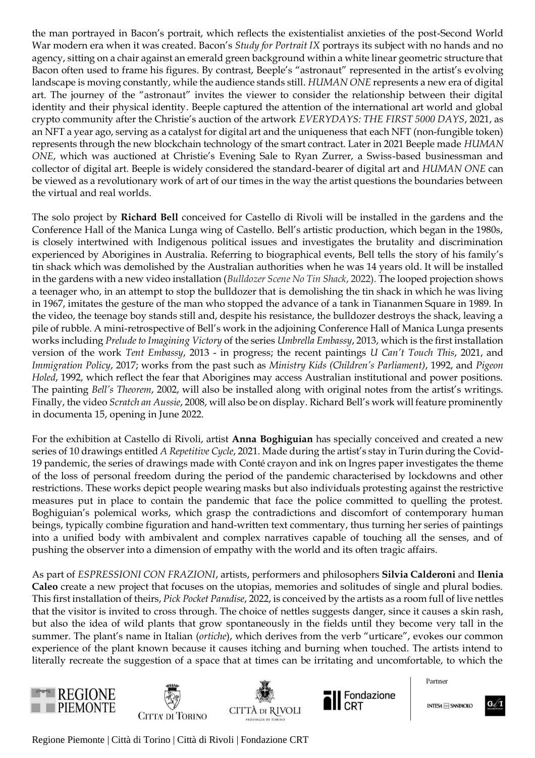the man portrayed in Bacon's portrait, which reflects the existentialist anxieties of the post-Second World War modern era when it was created. Bacon's *Study for Portrait IX* portrays its subject with no hands and no agency, sitting on a chair against an emerald green background within a white linear geometric structure that Bacon often used to frame his figures. By contrast, Beeple's "astronaut" represented in the artist's evolving landscape is moving constantly, while the audience stands still. *HUMAN ONE* represents a new era of digital art. The journey of the "astronaut" invites the viewer to consider the relationship between their digital identity and their physical identity. Beeple captured the attention of the international art world and global crypto community after the Christie's auction of the artwork *EVERYDAYS: THE FIRST 5000 DAYS*, 2021, as an NFT a year ago, serving as a catalyst for digital art and the uniqueness that each NFT (non-fungible token) represents through the new blockchain technology of the smart contract. Later in 2021 Beeple made *HUMAN ONE*, which was auctioned at Christie's Evening Sale to Ryan Zurrer, a Swiss-based businessman and collector of digital art. Beeple is widely considered the standard-bearer of digital art and *HUMAN ONE* can be viewed as a revolutionary work of art of our times in the way the artist questions the boundaries between the virtual and real worlds.

The solo project by **Richard Bell** conceived for Castello di Rivoli will be installed in the gardens and the Conference Hall of the Manica Lunga wing of Castello. Bell's artistic production, which began in the 1980s, is closely intertwined with Indigenous political issues and investigates the brutality and discrimination experienced by Aborigines in Australia. Referring to biographical events, Bell tells the story of his family's tin shack which was demolished by the Australian authorities when he was 14 years old. It will be installed in the gardens with a new video installation (*Bulldozer Scene No Tin Shack*, 2022). The looped projection shows a teenager who, in an attempt to stop the bulldozer that is demolishing the tin shack in which he was living in 1967, imitates the gesture of the man who stopped the advance of a tank in Tiananmen Square in 1989. In the video, the teenage boy stands still and, despite his resistance, the bulldozer destroys the shack, leaving a pile of rubble. A mini-retrospective of Bell's work in the adjoining Conference Hall of Manica Lunga presents works including *Prelude to Imagining Victory* of the series *Umbrella Embassy*, 2013, which is the first installation version of the work *Tent Embassy*, 2013 - in progress; the recent paintings *U Can't Touch This*, 2021, and *Immigration Policy*, 2017; works from the past such as *Ministry Kids (Children's Parliament)*, 1992, and *Pigeon Holed*, 1992, which reflect the fear that Aborigines may access Australian institutional and power positions. The painting *Bell's Theorem*, 2002, will also be installed along with original notes from the artist's writings. Finally, the video *Scratch an Aussie*, 2008, will also be on display. Richard Bell's work will feature prominently in documenta 15, opening in June 2022.

For the exhibition at Castello di Rivoli, artist **Anna Boghiguian** has specially conceived and created a new series of 10 drawings entitled *A Repetitive Cycle*, 2021. Made during the artist's stay in Turin during the Covid-19 pandemic, the series of drawings made with Conté crayon and ink on Ingres paper investigates the theme of the loss of personal freedom during the period of the pandemic characterised by lockdowns and other restrictions. These works depict people wearing masks but also individuals protesting against the restrictive measures put in place to contain the pandemic that face the police committed to quelling the protest. Boghiguian's polemical works, which grasp the contradictions and discomfort of contemporary human beings, typically combine figuration and hand-written text commentary, thus turning her series of paintings into a unified body with ambivalent and complex narratives capable of touching all the senses, and of pushing the observer into a dimension of empathy with the world and its often tragic affairs.

As part of *ESPRESSIONI CON FRAZIONI*, artists, performers and philosophers **Silvia Calderoni** and **Ilenia Caleo** create a new project that focuses on the utopias, memories and solitudes of single and plural bodies. This first installation of theirs, *Pick Pocket Paradise*, 2022, is conceived by the artists as a room full of live nettles that the visitor is invited to cross through. The choice of nettles suggests danger, since it causes a skin rash, but also the idea of wild plants that grow spontaneously in the fields until they become very tall in the summer. The plant's name in Italian (*ortiche*), which derives from the verb "urticare", evokes our common experience of the plant known because it causes itching and burning when touched. The artists intend to literally recreate the suggestion of a space that at times can be irritating and uncomfortable, to which the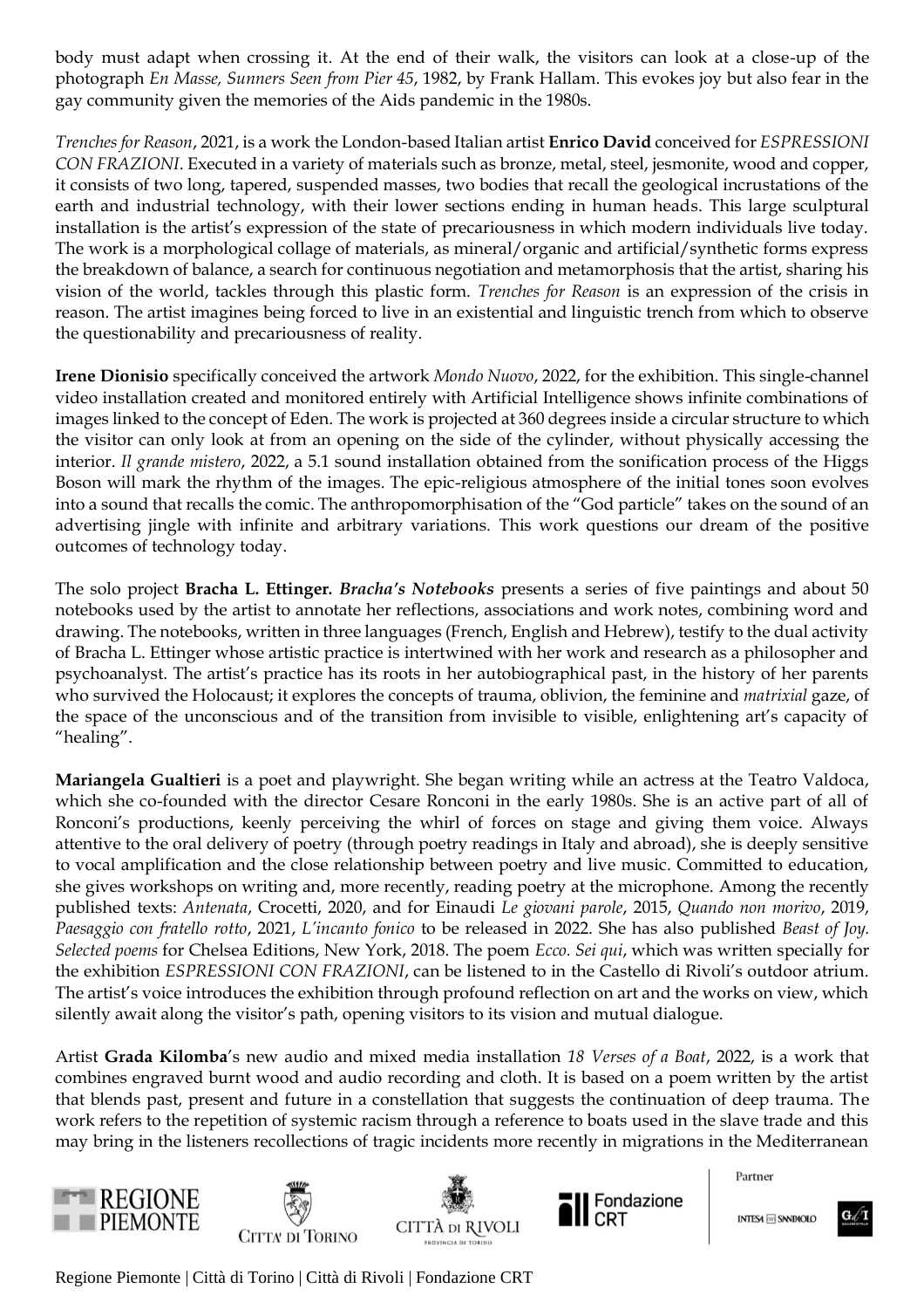body must adapt when crossing it. At the end of their walk, the visitors can look at a close-up of the photograph *En Masse, Sunners Seen from Pier 45*, 1982, by Frank Hallam. This evokes joy but also fear in the gay community given the memories of the Aids pandemic in the 1980s.

*Trenches for Reason*, 2021, is a work the London-based Italian artist **Enrico David** conceived for *ESPRESSIONI CON FRAZIONI*. Executed in a variety of materials such as bronze, metal, steel, jesmonite, wood and copper, it consists of two long, tapered, suspended masses, two bodies that recall the geological incrustations of the earth and industrial technology, with their lower sections ending in human heads. This large sculptural installation is the artist's expression of the state of precariousness in which modern individuals live today. The work is a morphological collage of materials, as mineral/organic and artificial/synthetic forms express the breakdown of balance, a search for continuous negotiation and metamorphosis that the artist, sharing his vision of the world, tackles through this plastic form. *Trenches for Reason* is an expression of the crisis in reason. The artist imagines being forced to live in an existential and linguistic trench from which to observe the questionability and precariousness of reality.

**Irene Dionisio** specifically conceived the artwork *Mondo Nuovo*, 2022, for the exhibition. This single-channel video installation created and monitored entirely with Artificial Intelligence shows infinite combinations of images linked to the concept of Eden. The work is projected at 360 degrees inside a circular structure to which the visitor can only look at from an opening on the side of the cylinder, without physically accessing the interior. *Il grande mistero*, 2022, a 5.1 sound installation obtained from the sonification process of the Higgs Boson will mark the rhythm of the images. The epic-religious atmosphere of the initial tones soon evolves into a sound that recalls the comic. The anthropomorphisation of the "God particle" takes on the sound of an advertising jingle with infinite and arbitrary variations. This work questions our dream of the positive outcomes of technology today.

The solo project **Bracha L. Ettinger. *Bracha's Notebooks*** presents a series of five paintings and about 50 notebooks used by the artist to annotate her reflections, associations and work notes, combining word and drawing. The notebooks, written in three languages (French, English and Hebrew), testify to the dual activity of Bracha L. Ettinger whose artistic practice is intertwined with her work and research as a philosopher and psychoanalyst. The artist's practice has its roots in her autobiographical past, in the history of her parents who survived the Holocaust; it explores the concepts of trauma, oblivion, the feminine and *matrixial* gaze, of the space of the unconscious and of the transition from invisible to visible, enlightening art's capacity of "healing".

**Mariangela Gualtieri** is a poet and playwright. She began writing while an actress at the Teatro Valdoca, which she co-founded with the director Cesare Ronconi in the early 1980s. She is an active part of all of Ronconi's productions, keenly perceiving the whirl of forces on stage and giving them voice. Always attentive to the oral delivery of poetry (through poetry readings in Italy and abroad), she is deeply sensitive to vocal amplification and the close relationship between poetry and live music. Committed to education, she gives workshops on writing and, more recently, reading poetry at the microphone. Among the recently published texts: *Antenata*, Crocetti, 2020, and for Einaudi *Le giovani parole*, 2015, *Quando non morivo*, 2019, *Paesaggio con fratello rotto*, 2021, *L'incanto fonico* to be released in 2022. She has also published *Beast of Joy. Selected poems* for Chelsea Editions, New York, 2018. The poem *Ecco. Sei qui*, which was written specially for the exhibition *ESPRESSIONI CON FRAZIONI*, can be listened to in the Castello di Rivoli's outdoor atrium. The artist's voice introduces the exhibition through profound reflection on art and the works on view, which silently await along the visitor's path, opening visitors to its vision and mutual dialogue.

Artist **Grada Kilomba**'s new audio and mixed media installation *18 Verses of a Boat*, 2022, is a work that combines engraved burnt wood and audio recording and cloth. It is based on a poem written by the artist that blends past, present and future in a constellation that suggests the continuation of deep trauma. The work refers to the repetition of systemic racism through a reference to boats used in the slave trade and this may bring in the listeners recollections of tragic incidents more recently in migrations in the Mediterranean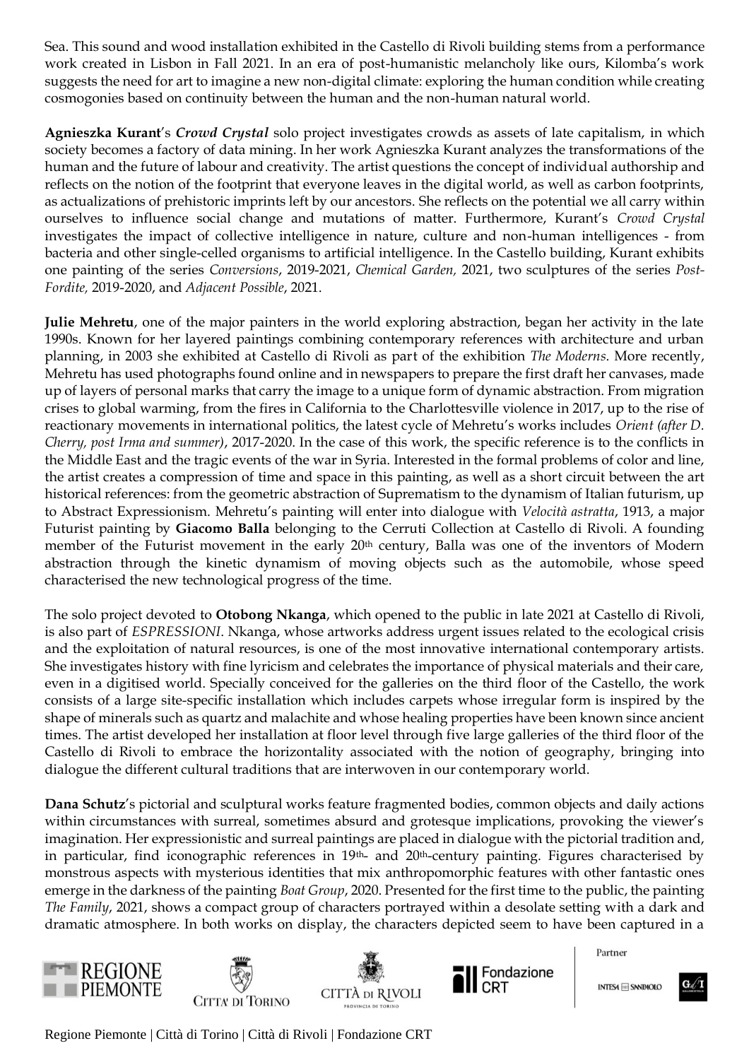Sea. This sound and wood installation exhibited in the Castello di Rivoli building stems from a performance work created in Lisbon in Fall 2021. In an era of post-humanistic melancholy like ours, Kilomba's work suggests the need for art to imagine a new non-digital climate: exploring the human condition while creating cosmogonies based on continuity between the human and the non-human natural world.

**Agnieszka Kurant**'s ***Crowd Crystal*** solo project investigates crowds as assets of late capitalism, in which society becomes a factory of data mining. In her work Agnieszka Kurant analyzes the transformations of the human and the future of labour and creativity. The artist questions the concept of individual authorship and reflects on the notion of the footprint that everyone leaves in the digital world, as well as carbon footprints, as actualizations of prehistoric imprints left by our ancestors. She reflects on the potential we all carry within ourselves to influence social change and mutations of matter. Furthermore, Kurant's *Crowd Crystal* investigates the impact of collective intelligence in nature, culture and non-human intelligences - from bacteria and other single-celled organisms to artificial intelligence. In the Castello building, Kurant exhibits one painting of the series *Conversions*, 2019-2021, *Chemical Garden,* 2021, two sculptures of the series *Post-Fordite,* 2019-2020, and *Adjacent Possible*, 2021.

**Julie Mehretu**, one of the major painters in the world exploring abstraction, began her activity in the late 1990s. Known for her layered paintings combining contemporary references with architecture and urban planning, in 2003 she exhibited at Castello di Rivoli as part of the exhibition *The Moderns*. More recently, Mehretu has used photographs found online and in newspapers to prepare the first draft her canvases, made up of layers of personal marks that carry the image to a unique form of dynamic abstraction. From migration crises to global warming, from the fires in California to the Charlottesville violence in 2017, up to the rise of reactionary movements in international politics, the latest cycle of Mehretu's works includes *Orient (after D. Cherry, post Irma and summer)*, 2017-2020. In the case of this work, the specific reference is to the conflicts in the Middle East and the tragic events of the war in Syria. Interested in the formal problems of color and line, the artist creates a compression of time and space in this painting, as well as a short circuit between the art historical references: from the geometric abstraction of Suprematism to the dynamism of Italian futurism, up to Abstract Expressionism. Mehretu's painting will enter into dialogue with *Velocità astratta*, 1913, a major Futurist painting by **Giacomo Balla** belonging to the Cerruti Collection at Castello di Rivoli. A founding member of the Futurist movement in the early 20th century, Balla was one of the inventors of Modern abstraction through the kinetic dynamism of moving objects such as the automobile, whose speed characterised the new technological progress of the time.

The solo project devoted to **Otobong Nkanga**, which opened to the public in late 2021 at Castello di Rivoli, is also part of *ESPRESSIONI*. Nkanga, whose artworks address urgent issues related to the ecological crisis and the exploitation of natural resources, is one of the most innovative international contemporary artists. She investigates history with fine lyricism and celebrates the importance of physical materials and their care, even in a digitised world. Specially conceived for the galleries on the third floor of the Castello, the work consists of a large site-specific installation which includes carpets whose irregular form is inspired by the shape of minerals such as quartz and malachite and whose healing properties have been known since ancient times. The artist developed her installation at floor level through five large galleries of the third floor of the Castello di Rivoli to embrace the horizontality associated with the notion of geography, bringing into dialogue the different cultural traditions that are interwoven in our contemporary world.

**Dana Schutz**'s pictorial and sculptural works feature fragmented bodies, common objects and daily actions within circumstances with surreal, sometimes absurd and grotesque implications, provoking the viewer's imagination. Her expressionistic and surreal paintings are placed in dialogue with the pictorial tradition and, in particular, find iconographic references in 19th- and 20th-century painting. Figures characterised by monstrous aspects with mysterious identities that mix anthropomorphic features with other fantastic ones emerge in the darkness of the painting *Boat Group*, 2020. Presented for the first time to the public, the painting *The Family*, 2021, shows a compact group of characters portrayed within a desolate setting with a dark and dramatic atmosphere. In both works on display, the characters depicted seem to have been captured in a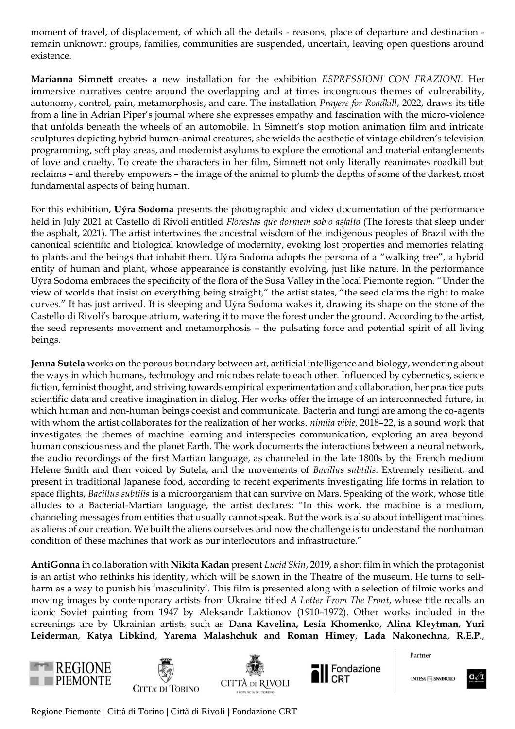moment of travel, of displacement, of which all the details - reasons, place of departure and destination - remain unknown: groups, families, communities are suspended, uncertain, leaving open questions around existence.

**Marianna Simnett** creates a new installation for the exhibition *ESPRESSIONI CON FRAZIONI*. Her immersive narratives centre around the overlapping and at times incongruous themes of vulnerability, autonomy, control, pain, metamorphosis, and care. The installation *Prayers for Roadkill*, 2022, draws its title from a line in Adrian Piper's journal where she expresses empathy and fascination with the micro-violence that unfolds beneath the wheels of an automobile. In Simnett's stop motion animation film and intricate sculptures depicting hybrid human-animal creatures, she wields the aesthetic of vintage children's television programming, soft play areas, and modernist asylums to explore the emotional and material entanglements of love and cruelty. To create the characters in her film, Simnett not only literally reanimates roadkill but reclaims – and thereby empowers – the image of the animal to plumb the depths of some of the darkest, most fundamental aspects of being human.

For this exhibition, **Uýra Sodoma** presents the photographic and video documentation of the performance held in July 2021 at Castello di Rivoli entitled *Florestas que dormem sob o asfalto* (The forests that sleep under the asphalt, 2021). The artist intertwines the ancestral wisdom of the indigenous peoples of Brazil with the canonical scientific and biological knowledge of modernity, evoking lost properties and memories relating to plants and the beings that inhabit them. Uýra Sodoma adopts the persona of a "walking tree", a hybrid entity of human and plant, whose appearance is constantly evolving, just like nature. In the performance Uýra Sodoma embraces the specificity of the flora of the Susa Valley in the local Piemonte region. "Under the view of worlds that insist on everything being straight," the artist states, "the seed claims the right to make curves." It has just arrived. It is sleeping and Uýra Sodoma wakes it, drawing its shape on the stone of the Castello di Rivoli's baroque atrium, watering it to move the forest under the ground. According to the artist, the seed represents movement and metamorphosis – the pulsating force and potential spirit of all living beings.

**Jenna Sutela** works on the porous boundary between art, artificial intelligence and biology, wondering about the ways in which humans, technology and microbes relate to each other. Influenced by cybernetics, science fiction, feminist thought, and striving towards empirical experimentation and collaboration, her practice puts scientific data and creative imagination in dialog. Her works offer the image of an interconnected future, in which human and non-human beings coexist and communicate. Bacteria and fungi are among the co-agents with whom the artist collaborates for the realization of her works. *nimiia vibie*, 2018–22, is a sound work that investigates the themes of machine learning and interspecies communication, exploring an area beyond human consciousness and the planet Earth. The work documents the interactions between a neural network, the audio recordings of the first Martian language, as channeled in the late 1800s by the French medium Helene Smith and then voiced by Sutela, and the movements of *Bacillus subtilis*. Extremely resilient, and present in traditional Japanese food, according to recent experiments investigating life forms in relation to space flights, *Bacillus subtilis* is a microorganism that can survive on Mars. Speaking of the work, whose title alludes to a Bacterial-Martian language, the artist declares: "In this work, the machine is a medium, channeling messages from entities that usually cannot speak. But the work is also about intelligent machines as aliens of our creation. We built the aliens ourselves and now the challenge is to understand the nonhuman condition of these machines that work as our interlocutors and infrastructure."

**AntiGonna** in collaboration with **Nikita Kadan** present *Lucid Skin*, 2019, a short film in which the protagonist is an artist who rethinks his identity, which will be shown in the Theatre of the museum. He turns to self-harm as a way to punish his 'masculinity'. This film is presented along with a selection of filmic works and moving images by contemporary artists from Ukraine titled *A Letter From The Front*, whose title recalls an iconic Soviet painting from 1947 by Aleksandr Laktionov (1910–1972). Other works included in the screenings are by Ukrainian artists such as **Dana Kavelina, Lesia Khomenko**, **Alina Kleytman**, **Yuri Leiderman**, **Katya Libkind**, **Yarema Malashchuk and Roman Himey**, **Lada Nakonechna**, **R.E.P.**,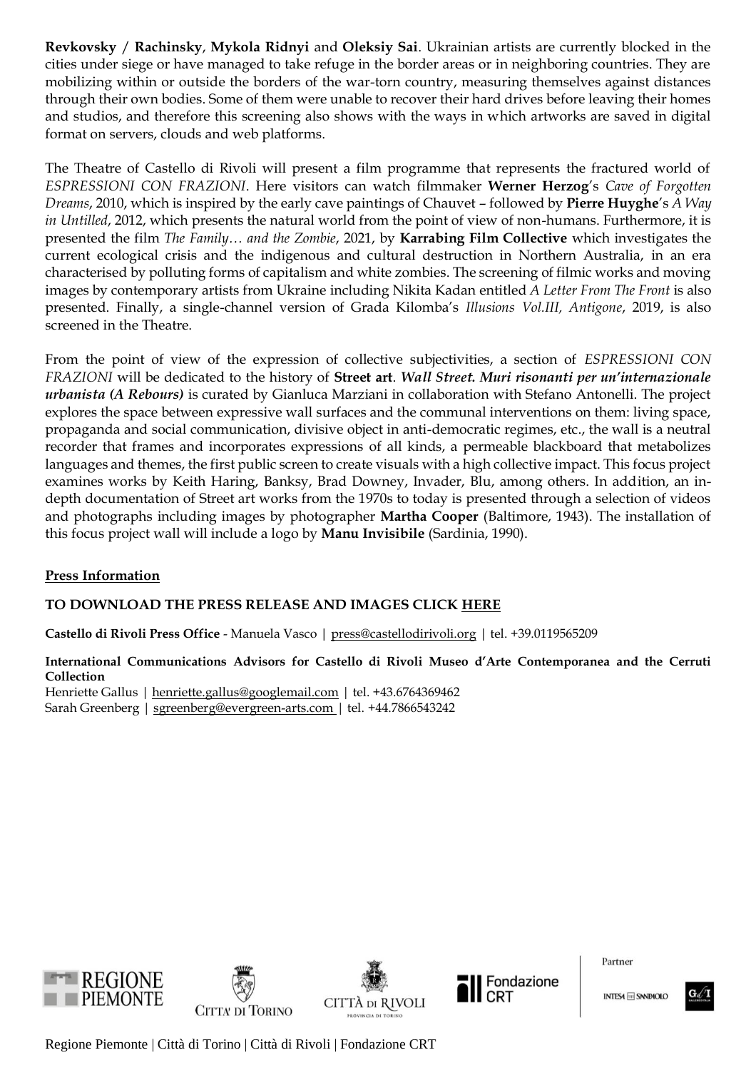**Revkovsky / Rachinsky**, **Mykola Ridnyi** and **Oleksiy Sai**. Ukrainian artists are currently blocked in the cities under siege or have managed to take refuge in the border areas or in neighboring countries. They are mobilizing within or outside the borders of the war-torn country, measuring themselves against distances through their own bodies. Some of them were unable to recover their hard drives before leaving their homes and studios, and therefore this screening also shows with the ways in which artworks are saved in digital format on servers, clouds and web platforms.

The Theatre of Castello di Rivoli will present a film programme that represents the fractured world of *ESPRESSIONI CON FRAZIONI*. Here visitors can watch filmmaker **Werner Herzog**'s *Cave of Forgotten Dreams*, 2010, which is inspired by the early cave paintings of Chauvet – followed by **Pierre Huyghe**'s *A Way in Untilled*, 2012, which presents the natural world from the point of view of non-humans. Furthermore, it is presented the film *The Family… and the Zombie*, 2021, by **Karrabing Film Collective** which investigates the current ecological crisis and the indigenous and cultural destruction in Northern Australia, in an era characterised by polluting forms of capitalism and white zombies. The screening of filmic works and moving images by contemporary artists from Ukraine including Nikita Kadan entitled *A Letter From The Front* is also presented. Finally, a single-channel version of Grada Kilomba's *Illusions Vol.III, Antigone*, 2019, is also screened in the Theatre.

From the point of view of the expression of collective subjectivities, a section of *ESPRESSIONI CON FRAZIONI* will be dedicated to the history of **Street art**. ***Wall Street. Muri risonanti per un'internazionale urbanista (A Rebours)*** is curated by Gianluca Marziani in collaboration with Stefano Antonelli. The project explores the space between expressive wall surfaces and the communal interventions on them: living space, propaganda and social communication, divisive object in anti-democratic regimes, etc., the wall is a neutral recorder that frames and incorporates expressions of all kinds, a permeable blackboard that metabolizes languages and themes, the first public screen to create visuals with a high collective impact. This focus project examines works by Keith Haring, Banksy, Brad Downey, Invader, Blu, among others. In addition, an in-depth documentation of Street art works from the 1970s to today is presented through a selection of videos and photographs including images by photographer **Martha Cooper** (Baltimore, 1943). The installation of this focus project wall will include a logo by **Manu Invisibile** (Sardinia, 1990).

**Press Information**

**TO DOWNLOAD THE PRESS RELEASE AND IMAGES CLICK HERE**

**Castello di Rivoli Press Office** - Manuela Vasco | press@castellodirivoli.org | tel. +39.0119565209

**International Communications Advisors for Castello di Rivoli Museo d'Arte Contemporanea and the Cerruti Collection**
Henriette Gallus | henriette.gallus@googlemail.com | tel. +43.6764369462
Sarah Greenberg | sgreenberg@evergreen-arts.com | tel. +44.7866543242

Partner

Regione Piemonte | Città di Torino | Città di Rivoli | Fondazione CRT